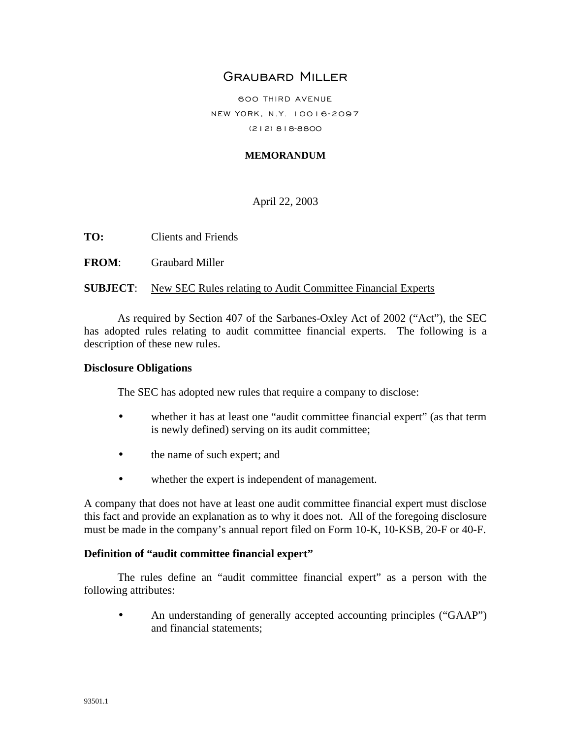# Graubard Miller

600 THIRD AVENUE
NEW YORK, N.Y. 10016-2097
(212) 818-8800

**MEMORANDUM**

April 22, 2003

**TO:** Clients and Friends

**FROM**: Graubard Miller

**SUBJECT**: New SEC Rules relating to Audit Committee Financial Experts

As required by Section 407 of the Sarbanes-Oxley Act of 2002 ("Act"), the SEC has adopted rules relating to audit committee financial experts. The following is a description of these new rules.

**Disclosure Obligations**

The SEC has adopted new rules that require a company to disclose:

- whether it has at least one "audit committee financial expert" (as that term is newly defined) serving on its audit committee;
- the name of such expert; and
- whether the expert is independent of management.

A company that does not have at least one audit committee financial expert must disclose this fact and provide an explanation as to why it does not. All of the foregoing disclosure must be made in the company's annual report filed on Form 10-K, 10-KSB, 20-F or 40-F.

**Definition of "audit committee financial expert"**

The rules define an "audit committee financial expert" as a person with the following attributes:

- An understanding of generally accepted accounting principles ("GAAP") and financial statements;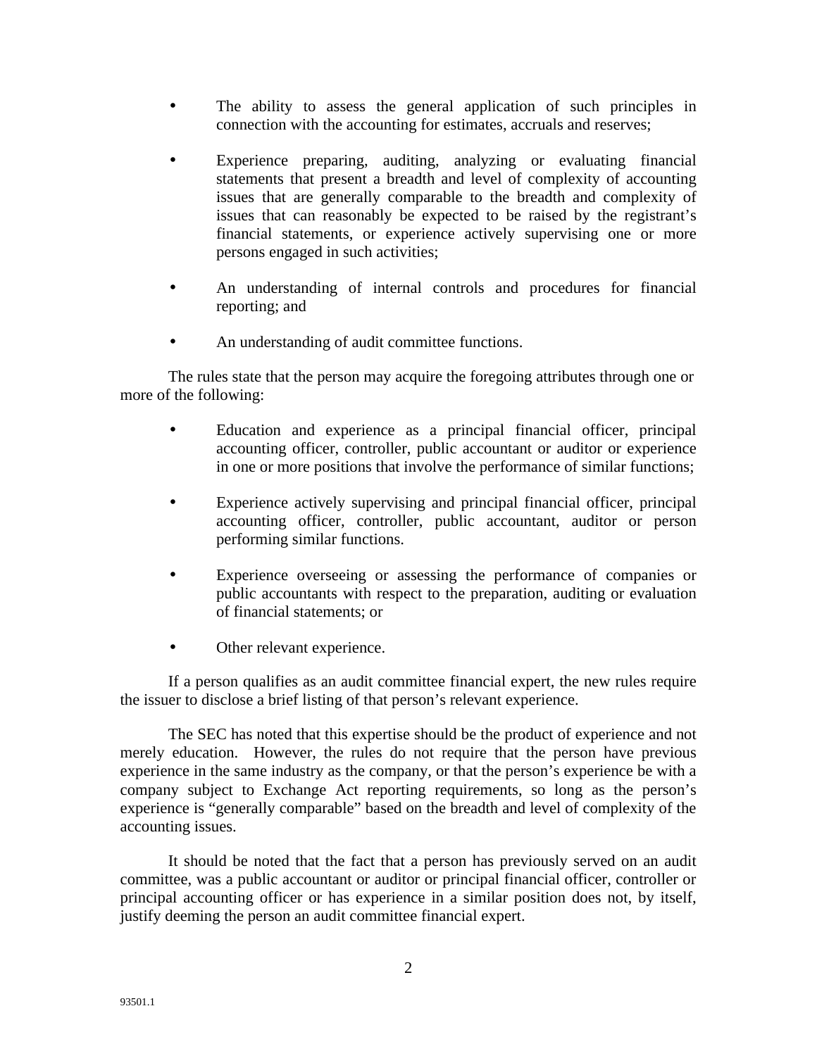- The ability to assess the general application of such principles in connection with the accounting for estimates, accruals and reserves;

- Experience preparing, auditing, analyzing or evaluating financial statements that present a breadth and level of complexity of accounting issues that are generally comparable to the breadth and complexity of issues that can reasonably be expected to be raised by the registrant's financial statements, or experience actively supervising one or more persons engaged in such activities;

- An understanding of internal controls and procedures for financial reporting; and

- An understanding of audit committee functions.

The rules state that the person may acquire the foregoing attributes through one or more of the following:

- Education and experience as a principal financial officer, principal accounting officer, controller, public accountant or auditor or experience in one or more positions that involve the performance of similar functions;

- Experience actively supervising and principal financial officer, principal accounting officer, controller, public accountant, auditor or person performing similar functions.

- Experience overseeing or assessing the performance of companies or public accountants with respect to the preparation, auditing or evaluation of financial statements; or

- Other relevant experience.

If a person qualifies as an audit committee financial expert, the new rules require the issuer to disclose a brief listing of that person's relevant experience.

The SEC has noted that this expertise should be the product of experience and not merely education. However, the rules do not require that the person have previous experience in the same industry as the company, or that the person's experience be with a company subject to Exchange Act reporting requirements, so long as the person's experience is "generally comparable" based on the breadth and level of complexity of the accounting issues.

It should be noted that the fact that a person has previously served on an audit committee, was a public accountant or auditor or principal financial officer, controller or principal accounting officer or has experience in a similar position does not, by itself, justify deeming the person an audit committee financial expert.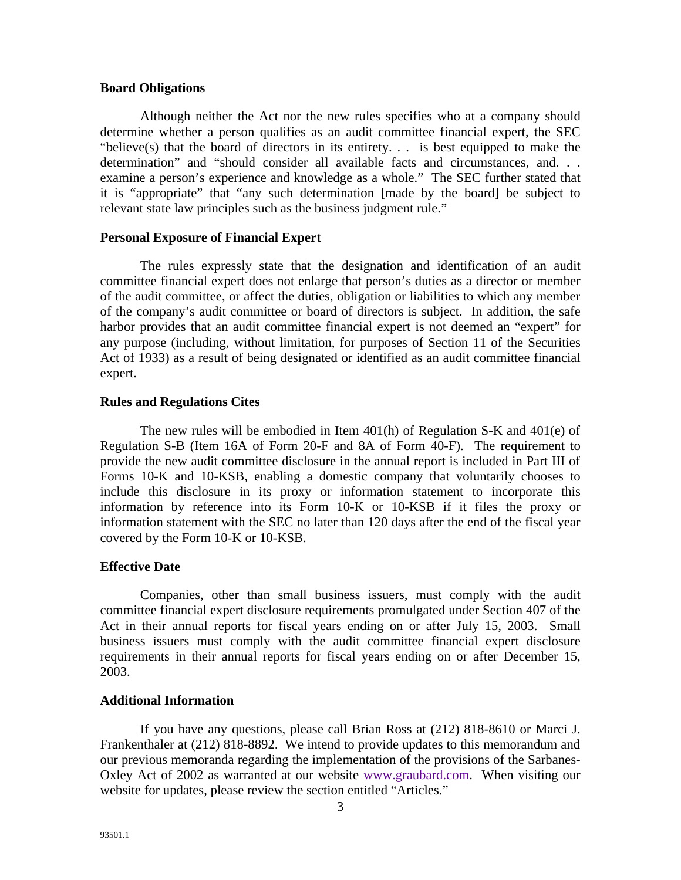**Board Obligations**

Although neither the Act nor the new rules specifies who at a company should determine whether a person qualifies as an audit committee financial expert, the SEC "believe(s) that the board of directors in its entirety. . . is best equipped to make the determination" and "should consider all available facts and circumstances, and. . . examine a person's experience and knowledge as a whole." The SEC further stated that it is "appropriate" that "any such determination [made by the board] be subject to relevant state law principles such as the business judgment rule."

**Personal Exposure of Financial Expert**

The rules expressly state that the designation and identification of an audit committee financial expert does not enlarge that person's duties as a director or member of the audit committee, or affect the duties, obligation or liabilities to which any member of the company's audit committee or board of directors is subject. In addition, the safe harbor provides that an audit committee financial expert is not deemed an "expert" for any purpose (including, without limitation, for purposes of Section 11 of the Securities Act of 1933) as a result of being designated or identified as an audit committee financial expert.

**Rules and Regulations Cites**

The new rules will be embodied in Item 401(h) of Regulation S-K and 401(e) of Regulation S-B (Item 16A of Form 20-F and 8A of Form 40-F). The requirement to provide the new audit committee disclosure in the annual report is included in Part III of Forms 10-K and 10-KSB, enabling a domestic company that voluntarily chooses to include this disclosure in its proxy or information statement to incorporate this information by reference into its Form 10-K or 10-KSB if it files the proxy or information statement with the SEC no later than 120 days after the end of the fiscal year covered by the Form 10-K or 10-KSB.

**Effective Date**

Companies, other than small business issuers, must comply with the audit committee financial expert disclosure requirements promulgated under Section 407 of the Act in their annual reports for fiscal years ending on or after July 15, 2003. Small business issuers must comply with the audit committee financial expert disclosure requirements in their annual reports for fiscal years ending on or after December 15, 2003.

**Additional Information**

If you have any questions, please call Brian Ross at (212) 818-8610 or Marci J. Frankenthaler at (212) 818-8892. We intend to provide updates to this memorandum and our previous memoranda regarding the implementation of the provisions of the Sarbanes-Oxley Act of 2002 as warranted at our website www.graubard.com. When visiting our website for updates, please review the section entitled "Articles."

93501.1